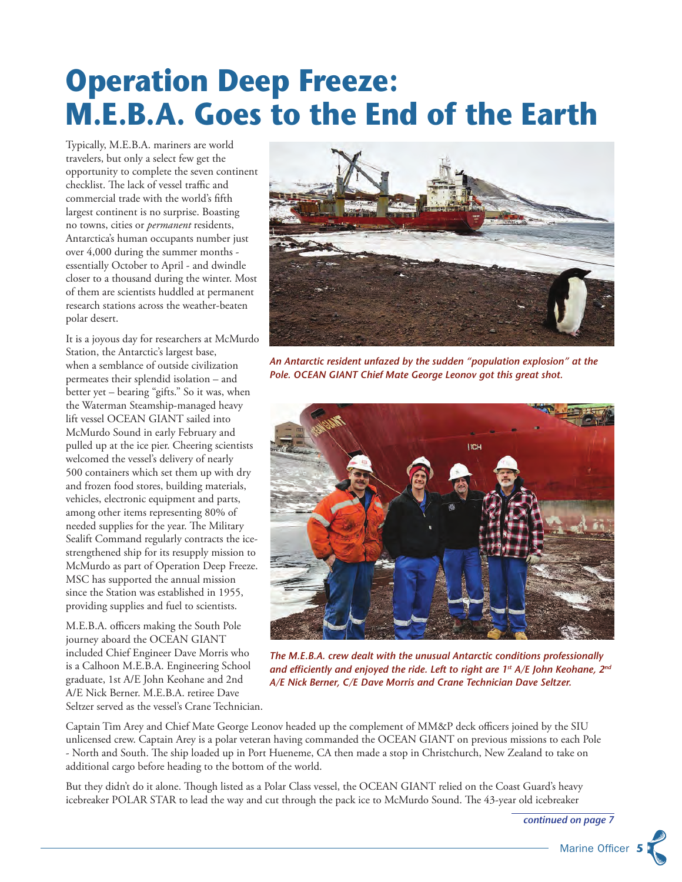# Operation Deep Freeze: M.E.B.A. Goes to the End of the Earth

Typically, M.E.B.A. mariners are world travelers, but only a select few get the opportunity to complete the seven continent checklist. The lack of vessel traffic and commercial trade with the world's fifth largest continent is no surprise. Boasting no towns, cities or *permanent* residents, Antarctica's human occupants number just over 4,000 during the summer months - essentially October to April - and dwindle closer to a thousand during the winter. Most of them are scientists huddled at permanent research stations across the weather-beaten polar desert.

It is a joyous day for researchers at McMurdo Station, the Antarctic's largest base, when a semblance of outside civilization permeates their splendid isolation – and better yet – bearing "gifts." So it was, when the Waterman Steamship-managed heavy lift vessel OCEAN GIANT sailed into McMurdo Sound in early February and pulled up at the ice pier. Cheering scientists welcomed the vessel's delivery of nearly 500 containers which set them up with dry and frozen food stores, building materials, vehicles, electronic equipment and parts, among other items representing 80% of needed supplies for the year. The Military Sealift Command regularly contracts the ice-strengthened ship for its resupply mission to McMurdo as part of Operation Deep Freeze. MSC has supported the annual mission since the Station was established in 1955, providing supplies and fuel to scientists.

***An Antarctic resident unfazed by the sudden "population explosion" at the Pole. OCEAN GIANT Chief Mate George Leonov got this great shot.***

M.E.B.A. officers making the South Pole journey aboard the OCEAN GIANT included Chief Engineer Dave Morris who is a Calhoon M.E.B.A. Engineering School graduate, 1st A/E John Keohane and 2nd A/E Nick Berner. M.E.B.A. retiree Dave Seltzer served as the vessel's Crane Technician.

***The M.E.B.A. crew dealt with the unusual Antarctic conditions professionally and efficiently and enjoyed the ride. Left to right are 1st A/E John Keohane, 2nd A/E Nick Berner, C/E Dave Morris and Crane Technician Dave Seltzer.***

Captain Tim Arey and Chief Mate George Leonov headed up the complement of MM&P deck officers joined by the SIU unlicensed crew. Captain Arey is a polar veteran having commanded the OCEAN GIANT on previous missions to each Pole - North and South. The ship loaded up in Port Hueneme, CA then made a stop in Christchurch, New Zealand to take on additional cargo before heading to the bottom of the world.

But they didn't do it alone. Though listed as a Polar Class vessel, the OCEAN GIANT relied on the Coast Guard's heavy icebreaker POLAR STAR to lead the way and cut through the pack ice to McMurdo Sound. The 43-year old icebreaker

*continued on page 7*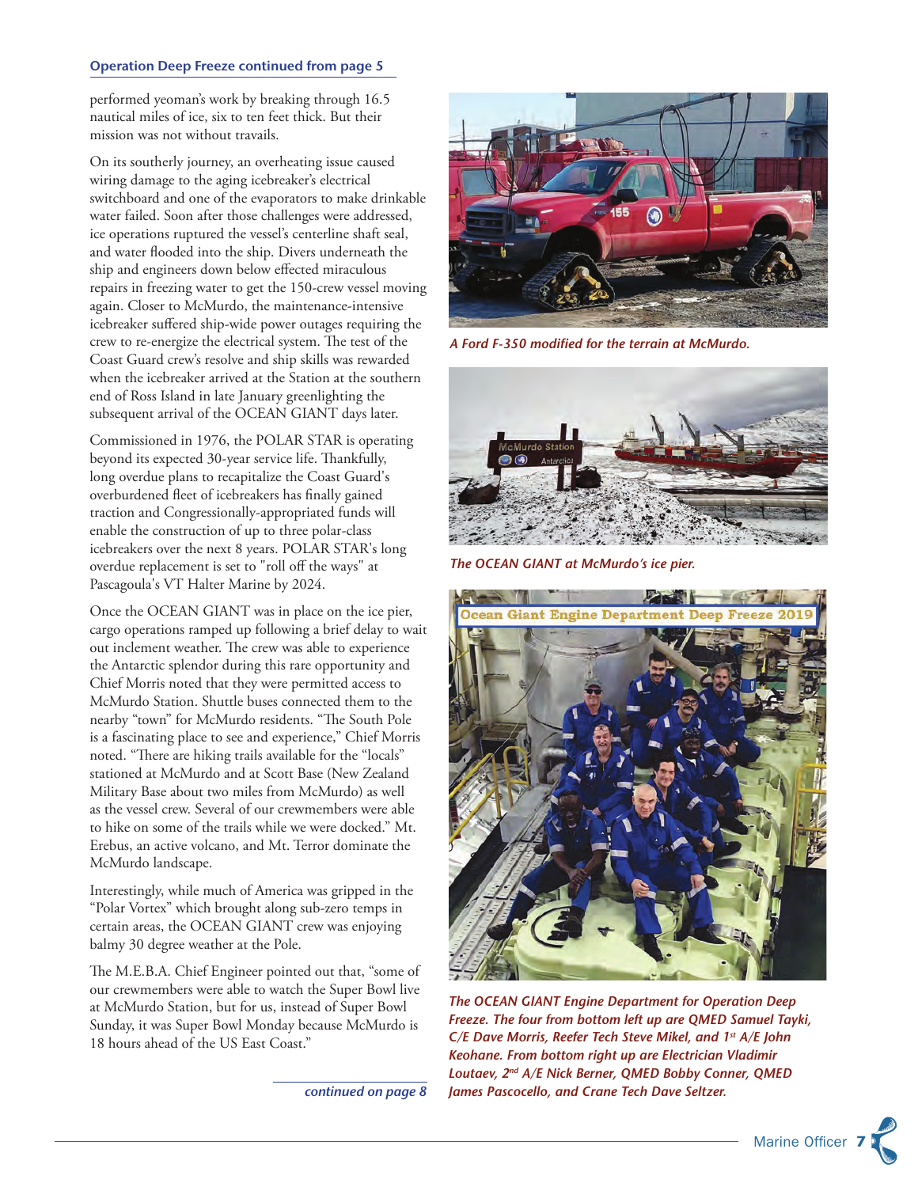**Operation Deep Freeze continued from page 5**

performed yeoman's work by breaking through 16.5 nautical miles of ice, six to ten feet thick. But their mission was not without travails.

On its southerly journey, an overheating issue caused wiring damage to the aging icebreaker's electrical switchboard and one of the evaporators to make drinkable water failed. Soon after those challenges were addressed, ice operations ruptured the vessel's centerline shaft seal, and water flooded into the ship. Divers underneath the ship and engineers down below effected miraculous repairs in freezing water to get the 150-crew vessel moving again. Closer to McMurdo, the maintenance-intensive icebreaker suffered ship-wide power outages requiring the crew to re-energize the electrical system. The test of the Coast Guard crew's resolve and ship skills was rewarded when the icebreaker arrived at the Station at the southern end of Ross Island in late January greenlighting the subsequent arrival of the OCEAN GIANT days later.

Commissioned in 1976, the POLAR STAR is operating beyond its expected 30-year service life. Thankfully, long overdue plans to recapitalize the Coast Guard's overburdened fleet of icebreakers has finally gained traction and Congressionally-appropriated funds will enable the construction of up to three polar-class icebreakers over the next 8 years. POLAR STAR's long overdue replacement is set to "roll off the ways" at Pascagoula's VT Halter Marine by 2024.

Once the OCEAN GIANT was in place on the ice pier, cargo operations ramped up following a brief delay to wait out inclement weather. The crew was able to experience the Antarctic splendor during this rare opportunity and Chief Morris noted that they were permitted access to McMurdo Station. Shuttle buses connected them to the nearby "town" for McMurdo residents. "The South Pole is a fascinating place to see and experience," Chief Morris noted. "There are hiking trails available for the "locals" stationed at McMurdo and at Scott Base (New Zealand Military Base about two miles from McMurdo) as well as the vessel crew. Several of our crewmembers were able to hike on some of the trails while we were docked." Mt. Erebus, an active volcano, and Mt. Terror dominate the McMurdo landscape.

Interestingly, while much of America was gripped in the "Polar Vortex" which brought along sub-zero temps in certain areas, the OCEAN GIANT crew was enjoying balmy 30 degree weather at the Pole.

The M.E.B.A. Chief Engineer pointed out that, "some of our crewmembers were able to watch the Super Bowl live at McMurdo Station, but for us, instead of Super Bowl Sunday, it was Super Bowl Monday because McMurdo is 18 hours ahead of the US East Coast."

*continued on page 8*

*A Ford F-350 modified for the terrain at McMurdo.*

*The OCEAN GIANT at McMurdo's ice pier.*

*The OCEAN GIANT Engine Department for Operation Deep Freeze. The four from bottom left up are QMED Samuel Tayki, C/E Dave Morris, Reefer Tech Steve Mikel, and 1st A/E John Keohane. From bottom right up are Electrician Vladimir Loutaev, 2nd A/E Nick Berner, QMED Bobby Conner, QMED James Pascocello, and Crane Tech Dave Seltzer.*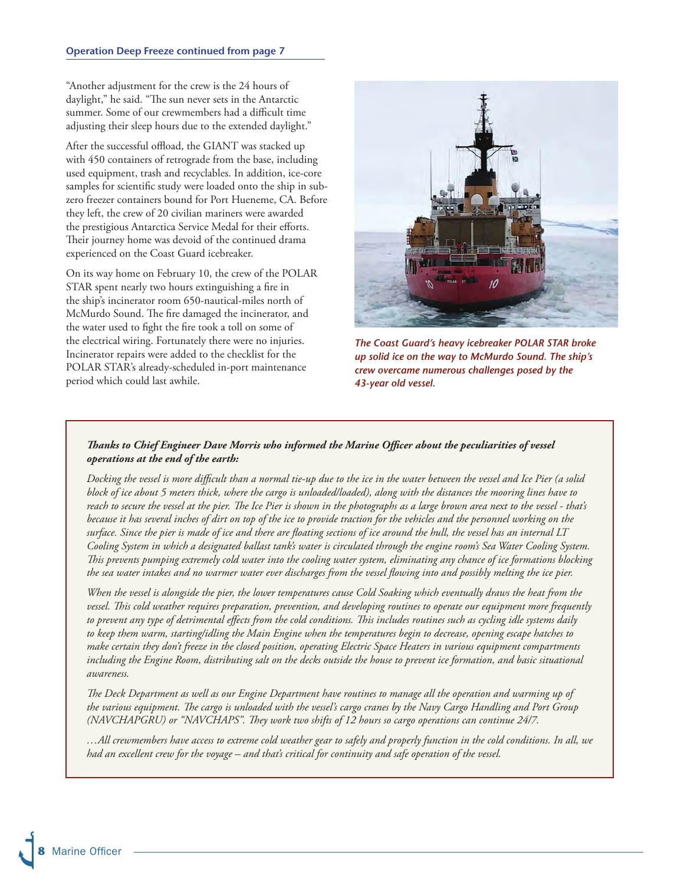**Operation Deep Freeze continued from page 7**

"Another adjustment for the crew is the 24 hours of daylight," he said. "The sun never sets in the Antarctic summer. Some of our crewmembers had a difficult time adjusting their sleep hours due to the extended daylight."

After the successful offload, the GIANT was stacked up with 450 containers of retrograde from the base, including used equipment, trash and recyclables. In addition, ice-core samples for scientific study were loaded onto the ship in sub-zero freezer containers bound for Port Hueneme, CA. Before they left, the crew of 20 civilian mariners were awarded the prestigious Antarctica Service Medal for their efforts. Their journey home was devoid of the continued drama experienced on the Coast Guard icebreaker.

On its way home on February 10, the crew of the POLAR STAR spent nearly two hours extinguishing a fire in the ship's incinerator room 650-nautical-miles north of McMurdo Sound. The fire damaged the incinerator, and the water used to fight the fire took a toll on some of the electrical wiring. Fortunately there were no injuries. Incinerator repairs were added to the checklist for the POLAR STAR's already-scheduled in-port maintenance period which could last awhile.

*The Coast Guard's heavy icebreaker POLAR STAR broke up solid ice on the way to McMurdo Sound. The ship's crew overcame numerous challenges posed by the 43-year old vessel.*

***Thanks to Chief Engineer Dave Morris who informed the Marine Officer about the peculiarities of vessel operations at the end of the earth:***

*Docking the vessel is more difficult than a normal tie-up due to the ice in the water between the vessel and Ice Pier (a solid block of ice about 5 meters thick, where the cargo is unloaded/loaded), along with the distances the mooring lines have to reach to secure the vessel at the pier. The Ice Pier is shown in the photographs as a large brown area next to the vessel - that's because it has several inches of dirt on top of the ice to provide traction for the vehicles and the personnel working on the surface. Since the pier is made of ice and there are floating sections of ice around the hull, the vessel has an internal LT Cooling System in which a designated ballast tank's water is circulated through the engine room's Sea Water Cooling System. This prevents pumping extremely cold water into the cooling water system, eliminating any chance of ice formations blocking the sea water intakes and no warmer water ever discharges from the vessel flowing into and possibly melting the ice pier.*

*When the vessel is alongside the pier, the lower temperatures cause Cold Soaking which eventually draws the heat from the vessel. This cold weather requires preparation, prevention, and developing routines to operate our equipment more frequently to prevent any type of detrimental effects from the cold conditions. This includes routines such as cycling idle systems daily to keep them warm, starting/idling the Main Engine when the temperatures begin to decrease, opening escape hatches to make certain they don't freeze in the closed position, operating Electric Space Heaters in various equipment compartments including the Engine Room, distributing salt on the decks outside the house to prevent ice formation, and basic situational awareness.*

*The Deck Department as well as our Engine Department have routines to manage all the operation and warming up of the various equipment. The cargo is unloaded with the vessel's cargo cranes by the Navy Cargo Handling and Port Group (NAVCHAPGRU) or "NAVCHAPS". They work two shifts of 12 hours so cargo operations can continue 24/7.*

*…All crewmembers have access to extreme cold weather gear to safely and properly function in the cold conditions. In all, we had an excellent crew for the voyage – and that's critical for continuity and safe operation of the vessel.*